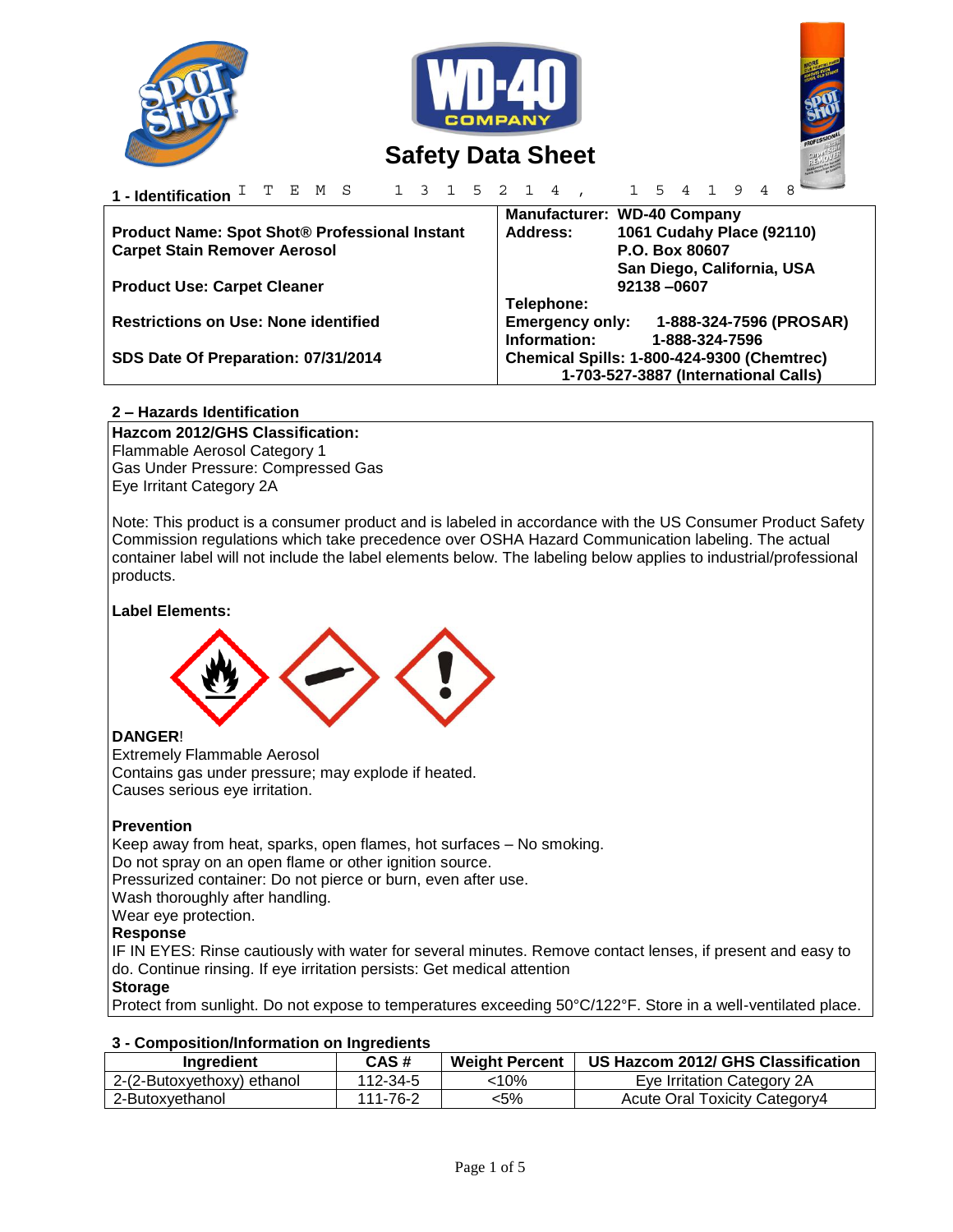# Safety Data Sheet

## 1 - Identification ITEMS 131521 4, 154194 8

| | |
|---|---|
| **Product Name: Spot Shot® Professional Instant Carpet Stain Remover Aerosol** | **Manufacturer: WD-40 Company** |
| | **Address: 1061 Cudahy Place (92110) P.O. Box 80607 San Diego, California, USA 92138 –0607** |
| **Product Use: Carpet Cleaner** | **Telephone:** |
| **Restrictions on Use: None identified** | **Emergency only: 1-888-324-7596 (PROSAR)** |
| | **Information: 1-888-324-7596** |
| **SDS Date Of Preparation: 07/31/2014** | **Chemical Spills: 1-800-424-9300 (Chemtrec) 1-703-527-3887 (International Calls)** |

## 2 – Hazards Identification

**Hazcom 2012/GHS Classification:**
Flammable Aerosol Category 1
Gas Under Pressure: Compressed Gas
Eye Irritant Category 2A

Note: This product is a consumer product and is labeled in accordance with the US Consumer Product Safety Commission regulations which take precedence over OSHA Hazard Communication labeling. The actual container label will not include the label elements below. The labeling below applies to industrial/professional products.

**Label Elements:**

**DANGER**!
Extremely Flammable Aerosol
Contains gas under pressure; may explode if heated.
Causes serious eye irritation.

**Prevention**
Keep away from heat, sparks, open flames, hot surfaces – No smoking.
Do not spray on an open flame or other ignition source.
Pressurized container: Do not pierce or burn, even after use.
Wash thoroughly after handling.
Wear eye protection.

**Response**
IF IN EYES: Rinse cautiously with water for several minutes. Remove contact lenses, if present and easy to do. Continue rinsing. If eye irritation persists: Get medical attention

**Storage**
Protect from sunlight. Do not expose to temperatures exceeding 50°C/122°F. Store in a well-ventilated place.

## 3 - Composition/Information on Ingredients

| Ingredient | CAS # | Weight Percent | US Hazcom 2012/ GHS Classification |
|---|---|---|---|
| 2-(2-Butoxyethoxy) ethanol | 112-34-5 | <10% | Eye Irritation Category 2A |
| 2-Butoxyethanol | 111-76-2 | <5% | Acute Oral Toxicity Category4 |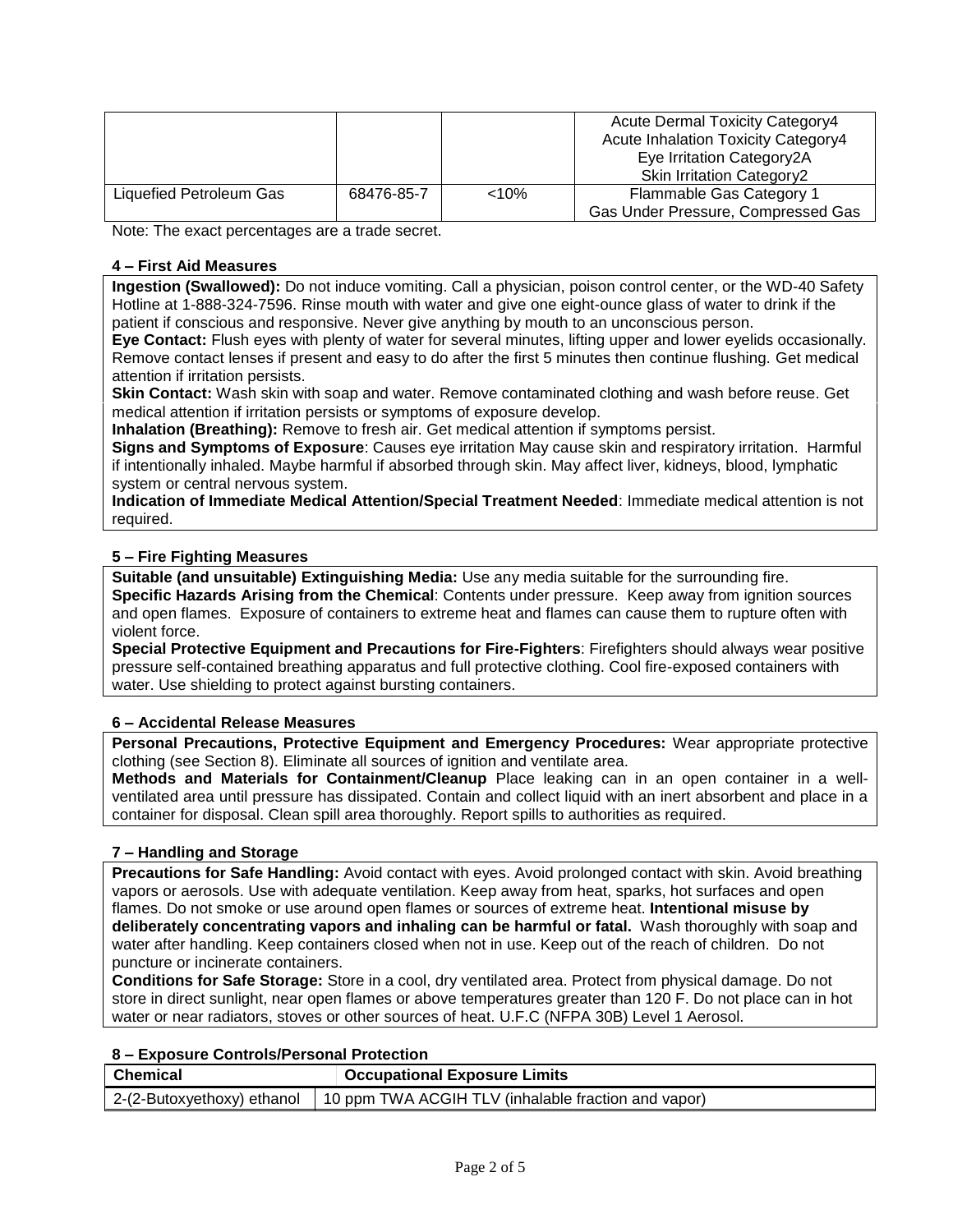| | | | |
|---|---|---|---|
| | | | Acute Dermal Toxicity Category4<br>Acute Inhalation Toxicity Category4<br>Eye Irritation Category2A<br>Skin Irritation Category2 |
| Liquefied Petroleum Gas | 68476-85-7 | <10% | Flammable Gas Category 1<br>Gas Under Pressure, Compressed Gas |

Note: The exact percentages are a trade secret.

### 4 – First Aid Measures

**Ingestion (Swallowed):** Do not induce vomiting. Call a physician, poison control center, or the WD-40 Safety Hotline at 1-888-324-7596. Rinse mouth with water and give one eight-ounce glass of water to drink if the patient if conscious and responsive. Never give anything by mouth to an unconscious person.

**Eye Contact:** Flush eyes with plenty of water for several minutes, lifting upper and lower eyelids occasionally. Remove contact lenses if present and easy to do after the first 5 minutes then continue flushing. Get medical attention if irritation persists.

**Skin Contact:** Wash skin with soap and water. Remove contaminated clothing and wash before reuse. Get medical attention if irritation persists or symptoms of exposure develop.

**Inhalation (Breathing):** Remove to fresh air. Get medical attention if symptoms persist.

**Signs and Symptoms of Exposure**: Causes eye irritation May cause skin and respiratory irritation. Harmful if intentionally inhaled. Maybe harmful if absorbed through skin. May affect liver, kidneys, blood, lymphatic system or central nervous system.

**Indication of Immediate Medical Attention/Special Treatment Needed**: Immediate medical attention is not required.

### 5 – Fire Fighting Measures

**Suitable (and unsuitable) Extinguishing Media:** Use any media suitable for the surrounding fire.

**Specific Hazards Arising from the Chemical**: Contents under pressure. Keep away from ignition sources and open flames. Exposure of containers to extreme heat and flames can cause them to rupture often with violent force.

**Special Protective Equipment and Precautions for Fire-Fighters**: Firefighters should always wear positive pressure self-contained breathing apparatus and full protective clothing. Cool fire-exposed containers with water. Use shielding to protect against bursting containers.

### 6 – Accidental Release Measures

**Personal Precautions, Protective Equipment and Emergency Procedures:** Wear appropriate protective clothing (see Section 8). Eliminate all sources of ignition and ventilate area.

**Methods and Materials for Containment/Cleanup** Place leaking can in an open container in a well-ventilated area until pressure has dissipated. Contain and collect liquid with an inert absorbent and place in a container for disposal. Clean spill area thoroughly. Report spills to authorities as required.

### 7 – Handling and Storage

**Precautions for Safe Handling:** Avoid contact with eyes. Avoid prolonged contact with skin. Avoid breathing vapors or aerosols. Use with adequate ventilation. Keep away from heat, sparks, hot surfaces and open flames. Do not smoke or use around open flames or sources of extreme heat. **Intentional misuse by deliberately concentrating vapors and inhaling can be harmful or fatal.** Wash thoroughly with soap and water after handling. Keep containers closed when not in use. Keep out of the reach of children. Do not puncture or incinerate containers.

**Conditions for Safe Storage:** Store in a cool, dry ventilated area. Protect from physical damage. Do not store in direct sunlight, near open flames or above temperatures greater than 120 F. Do not place can in hot water or near radiators, stoves or other sources of heat. U.F.C (NFPA 30B) Level 1 Aerosol.

### 8 – Exposure Controls/Personal Protection

| Chemical | Occupational Exposure Limits |
|---|---|
| 2-(2-Butoxyethoxy) ethanol | 10 ppm TWA ACGIH TLV (inhalable fraction and vapor) |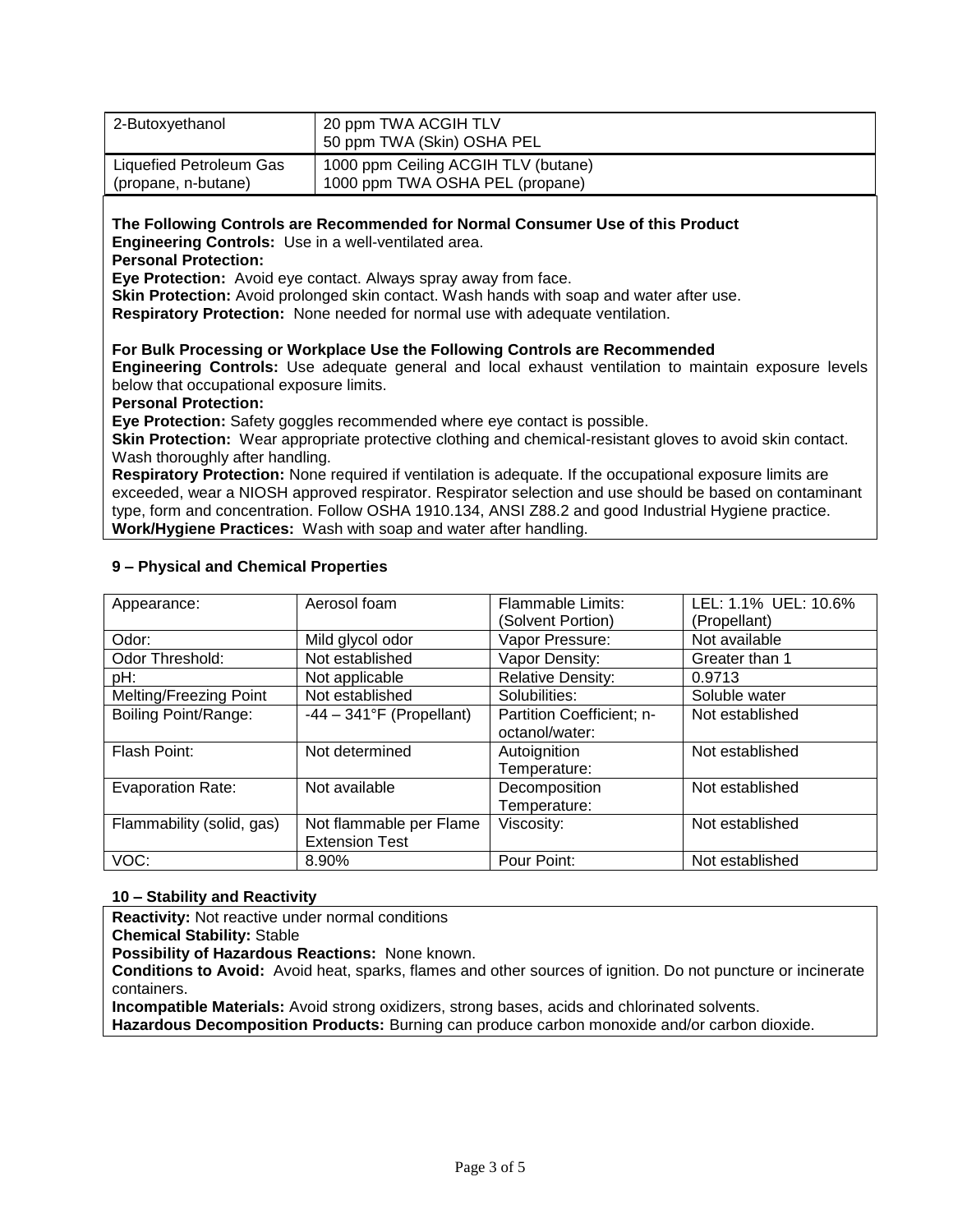| 2-Butoxyethanol | 20 ppm TWA ACGIH TLV<br>50 ppm TWA (Skin) OSHA PEL |
|---|---|
| Liquefied Petroleum Gas (propane, n-butane) | 1000 ppm Ceiling ACGIH TLV (butane)<br>1000 ppm TWA OSHA PEL (propane) |

**The Following Controls are Recommended for Normal Consumer Use of this Product**
**Engineering Controls:** Use in a well-ventilated area.
**Personal Protection:**
**Eye Protection:** Avoid eye contact. Always spray away from face.
**Skin Protection:** Avoid prolonged skin contact. Wash hands with soap and water after use.
**Respiratory Protection:** None needed for normal use with adequate ventilation.

**For Bulk Processing or Workplace Use the Following Controls are Recommended**
**Engineering Controls:** Use adequate general and local exhaust ventilation to maintain exposure levels below that occupational exposure limits.
**Personal Protection:**
**Eye Protection:** Safety goggles recommended where eye contact is possible.
**Skin Protection:** Wear appropriate protective clothing and chemical-resistant gloves to avoid skin contact. Wash thoroughly after handling.
**Respiratory Protection:** None required if ventilation is adequate. If the occupational exposure limits are exceeded, wear a NIOSH approved respirator. Respirator selection and use should be based on contaminant type, form and concentration. Follow OSHA 1910.134, ANSI Z88.2 and good Industrial Hygiene practice.
**Work/Hygiene Practices:** Wash with soap and water after handling.

## 9 – Physical and Chemical Properties

| Appearance: | Aerosol foam | Flammable Limits: (Solvent Portion) | LEL: 1.1% UEL: 10.6% (Propellant) |
|---|---|---|---|
| Odor: | Mild glycol odor | Vapor Pressure: | Not available |
| Odor Threshold: | Not established | Vapor Density: | Greater than 1 |
| pH: | Not applicable | Relative Density: | 0.9713 |
| Melting/Freezing Point | Not established | Solubilities: | Soluble water |
| Boiling Point/Range: | -44 – 341°F (Propellant) | Partition Coefficient; n-octanol/water: | Not established |
| Flash Point: | Not determined | Autoignition Temperature: | Not established |
| Evaporation Rate: | Not available | Decomposition Temperature: | Not established |
| Flammability (solid, gas) | Not flammable per Flame Extension Test | Viscosity: | Not established |
| VOC: | 8.90% | Pour Point: | Not established |

## 10 – Stability and Reactivity

**Reactivity:** Not reactive under normal conditions
**Chemical Stability:** Stable
**Possibility of Hazardous Reactions:** None known.
**Conditions to Avoid:** Avoid heat, sparks, flames and other sources of ignition. Do not puncture or incinerate containers.
**Incompatible Materials:** Avoid strong oxidizers, strong bases, acids and chlorinated solvents.
**Hazardous Decomposition Products:** Burning can produce carbon monoxide and/or carbon dioxide.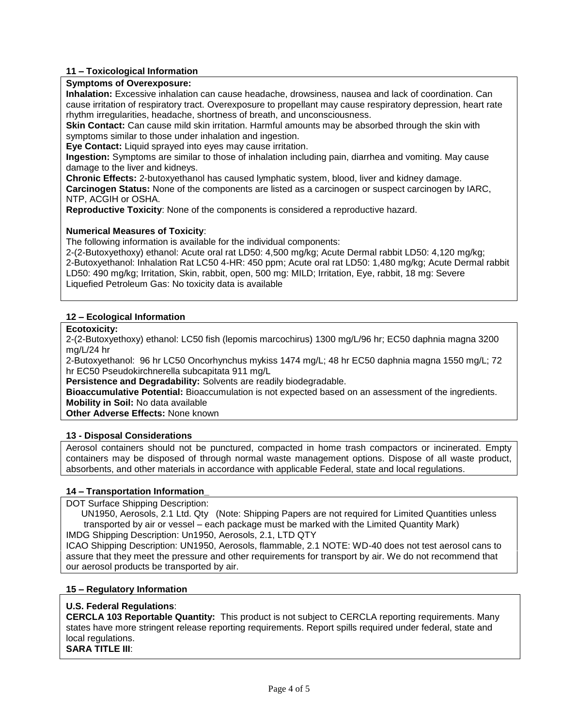## 11 – Toxicological Information

**Symptoms of Overexposure:**
**Inhalation:** Excessive inhalation can cause headache, drowsiness, nausea and lack of coordination. Can cause irritation of respiratory tract. Overexposure to propellant may cause respiratory depression, heart rate rhythm irregularities, headache, shortness of breath, and unconsciousness.
**Skin Contact:** Can cause mild skin irritation. Harmful amounts may be absorbed through the skin with symptoms similar to those under inhalation and ingestion.
**Eye Contact:** Liquid sprayed into eyes may cause irritation.
**Ingestion:** Symptoms are similar to those of inhalation including pain, diarrhea and vomiting. May cause damage to the liver and kidneys.
**Chronic Effects:** 2-butoxyethanol has caused lymphatic system, blood, liver and kidney damage.
**Carcinogen Status:** None of the components are listed as a carcinogen or suspect carcinogen by IARC, NTP, ACGIH or OSHA.
**Reproductive Toxicity**: None of the components is considered a reproductive hazard.

**Numerical Measures of Toxicity**:
The following information is available for the individual components:
2-(2-Butoxyethoxy) ethanol: Acute oral rat LD50: 4,500 mg/kg; Acute Dermal rabbit LD50: 4,120 mg/kg;
2-Butoxyethanol: Inhalation Rat LC50 4-HR: 450 ppm; Acute oral rat LD50: 1,480 mg/kg; Acute Dermal rabbit LD50: 490 mg/kg; Irritation, Skin, rabbit, open, 500 mg: MILD; Irritation, Eye, rabbit, 18 mg: Severe
Liquefied Petroleum Gas: No toxicity data is available

## 12 – Ecological Information

**Ecotoxicity:**
2-(2-Butoxyethoxy) ethanol: LC50 fish (lepomis marcochirus) 1300 mg/L/96 hr; EC50 daphnia magna 3200 mg/L/24 hr
2-Butoxyethanol: 96 hr LC50 Oncorhynchus mykiss 1474 mg/L; 48 hr EC50 daphnia magna 1550 mg/L; 72 hr EC50 Pseudokirchnerella subcapitata 911 mg/L
**Persistence and Degradability:** Solvents are readily biodegradable.
**Bioaccumulative Potential:** Bioaccumulation is not expected based on an assessment of the ingredients.
**Mobility in Soil:** No data available
**Other Adverse Effects:** None known

## 13 - Disposal Considerations

Aerosol containers should not be punctured, compacted in home trash compactors or incinerated. Empty containers may be disposed of through normal waste management options. Dispose of all waste product, absorbents, and other materials in accordance with applicable Federal, state and local regulations.

## 14 – Transportation Information

DOT Surface Shipping Description:
UN1950, Aerosols, 2.1 Ltd. Qty (Note: Shipping Papers are not required for Limited Quantities unless transported by air or vessel – each package must be marked with the Limited Quantity Mark)
IMDG Shipping Description: Un1950, Aerosols, 2.1, LTD QTY
ICAO Shipping Description: UN1950, Aerosols, flammable, 2.1 NOTE: WD-40 does not test aerosol cans to assure that they meet the pressure and other requirements for transport by air. We do not recommend that our aerosol products be transported by air.

## 15 – Regulatory Information

**U.S. Federal Regulations**:
**CERCLA 103 Reportable Quantity:** This product is not subject to CERCLA reporting requirements. Many states have more stringent release reporting requirements. Report spills required under federal, state and local regulations.
**SARA TITLE III**: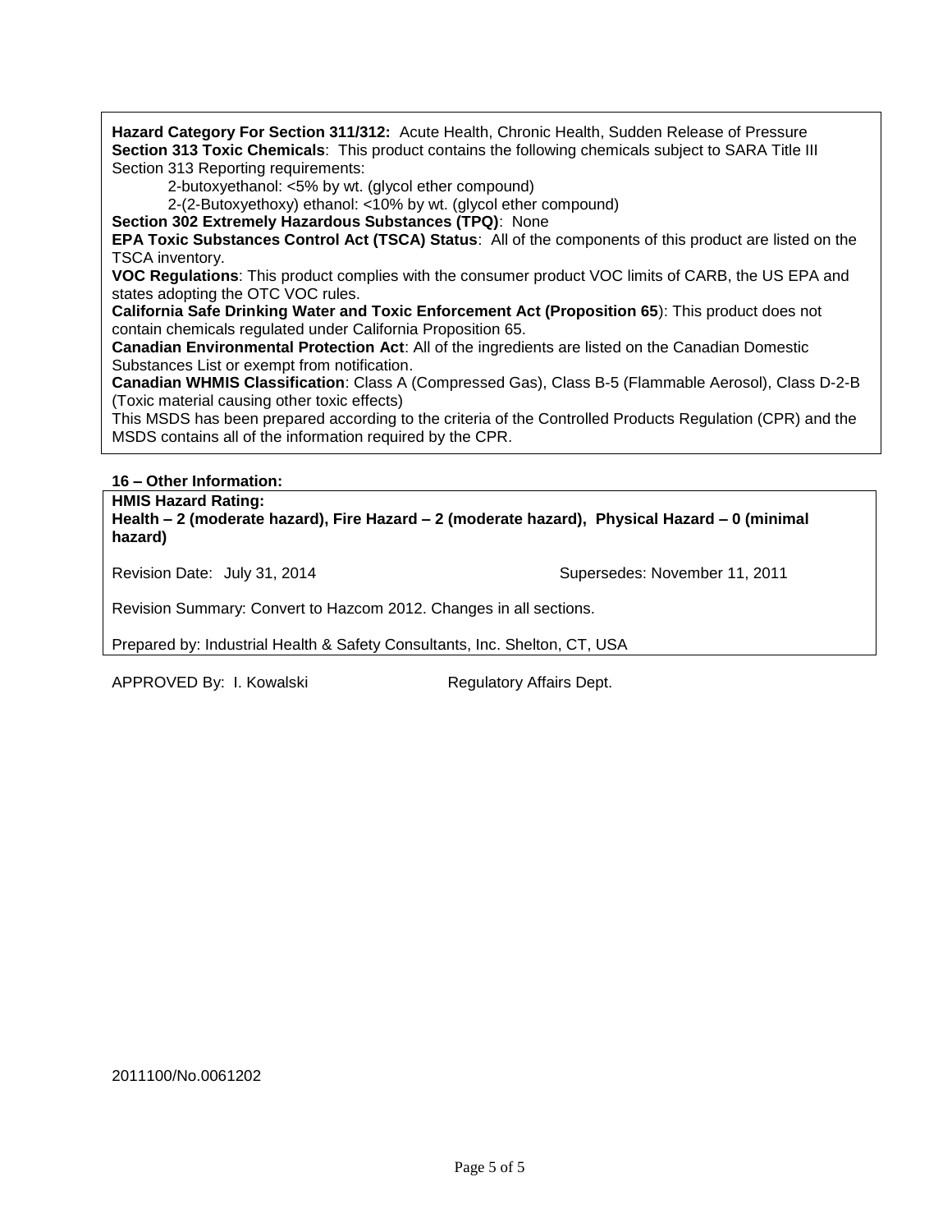**Hazard Category For Section 311/312:** Acute Health, Chronic Health, Sudden Release of Pressure
**Section 313 Toxic Chemicals**: This product contains the following chemicals subject to SARA Title III Section 313 Reporting requirements:

2-butoxyethanol: <5% by wt. (glycol ether compound)
2-(2-Butoxyethoxy) ethanol: <10% by wt. (glycol ether compound)

**Section 302 Extremely Hazardous Substances (TPQ)**: None
**EPA Toxic Substances Control Act (TSCA) Status**: All of the components of this product are listed on the TSCA inventory.
**VOC Regulations**: This product complies with the consumer product VOC limits of CARB, the US EPA and states adopting the OTC VOC rules.
**California Safe Drinking Water and Toxic Enforcement Act (Proposition 65**): This product does not contain chemicals regulated under California Proposition 65.
**Canadian Environmental Protection Act**: All of the ingredients are listed on the Canadian Domestic Substances List or exempt from notification.
**Canadian WHMIS Classification**: Class A (Compressed Gas), Class B-5 (Flammable Aerosol), Class D-2-B (Toxic material causing other toxic effects)
This MSDS has been prepared according to the criteria of the Controlled Products Regulation (CPR) and the MSDS contains all of the information required by the CPR.

**16 – Other Information:**

**HMIS Hazard Rating:**
**Health – 2 (moderate hazard), Fire Hazard – 2 (moderate hazard), Physical Hazard – 0 (minimal hazard)**

Revision Date: July 31, 2014 Supersedes: November 11, 2011

Revision Summary: Convert to Hazcom 2012. Changes in all sections.

Prepared by: Industrial Health & Safety Consultants, Inc. Shelton, CT, USA

APPROVED By: I. Kowalski Regulatory Affairs Dept.

2011100/No.0061202